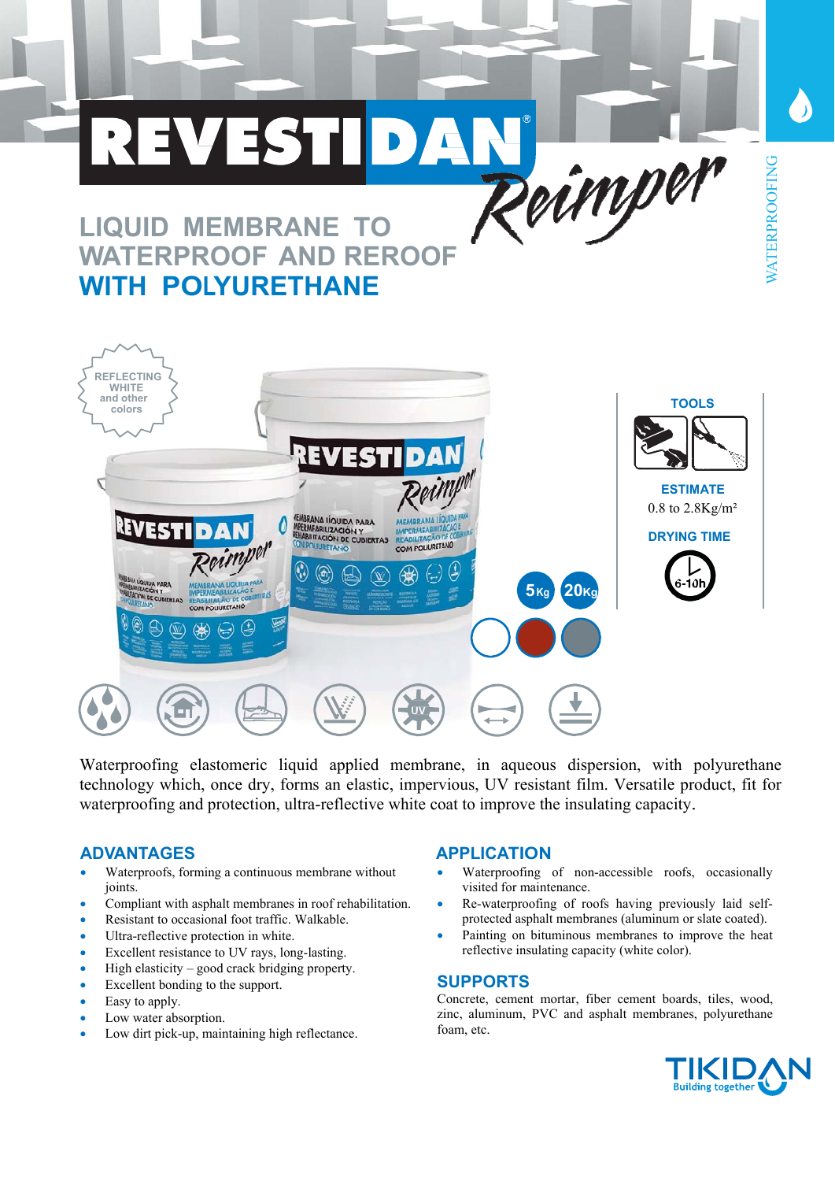# REVESTIDAN® Reimper

## LIQUID MEMBRANE TO WATERPROOF AND REROOF WITH POLYURETHANE

WATERPROOFING

REFLECTING WHITE and other colors

5Kg 20Kg

**TOOLS**

**ESTIMATE**

0.8 to 2.8Kg/m²

**DRYING TIME**

6-10h

Waterproofing elastomeric liquid applied membrane, in aqueous dispersion, with polyurethane technology which, once dry, forms an elastic, impervious, UV resistant film. Versatile product, fit for waterproofing and protection, ultra-reflective white coat to improve the insulating capacity.

## ADVANTAGES

- Waterproofs, forming a continuous membrane without joints.
- Compliant with asphalt membranes in roof rehabilitation.
- Resistant to occasional foot traffic. Walkable.
- Ultra-reflective protection in white.
- Excellent resistance to UV rays, long-lasting.
- High elasticity – good crack bridging property.
- Excellent bonding to the support.
- Easy to apply.
- Low water absorption.
- Low dirt pick-up, maintaining high reflectance.

## APPLICATION

- Waterproofing of non-accessible roofs, occasionally visited for maintenance.
- Re-waterproofing of roofs having previously laid self-protected asphalt membranes (aluminum or slate coated).
- Painting on bituminous membranes to improve the heat reflective insulating capacity (white color).

## SUPPORTS

Concrete, cement mortar, fiber cement boards, tiles, wood, zinc, aluminum, PVC and asphalt membranes, polyurethane foam, etc.

TIKIDAN Building together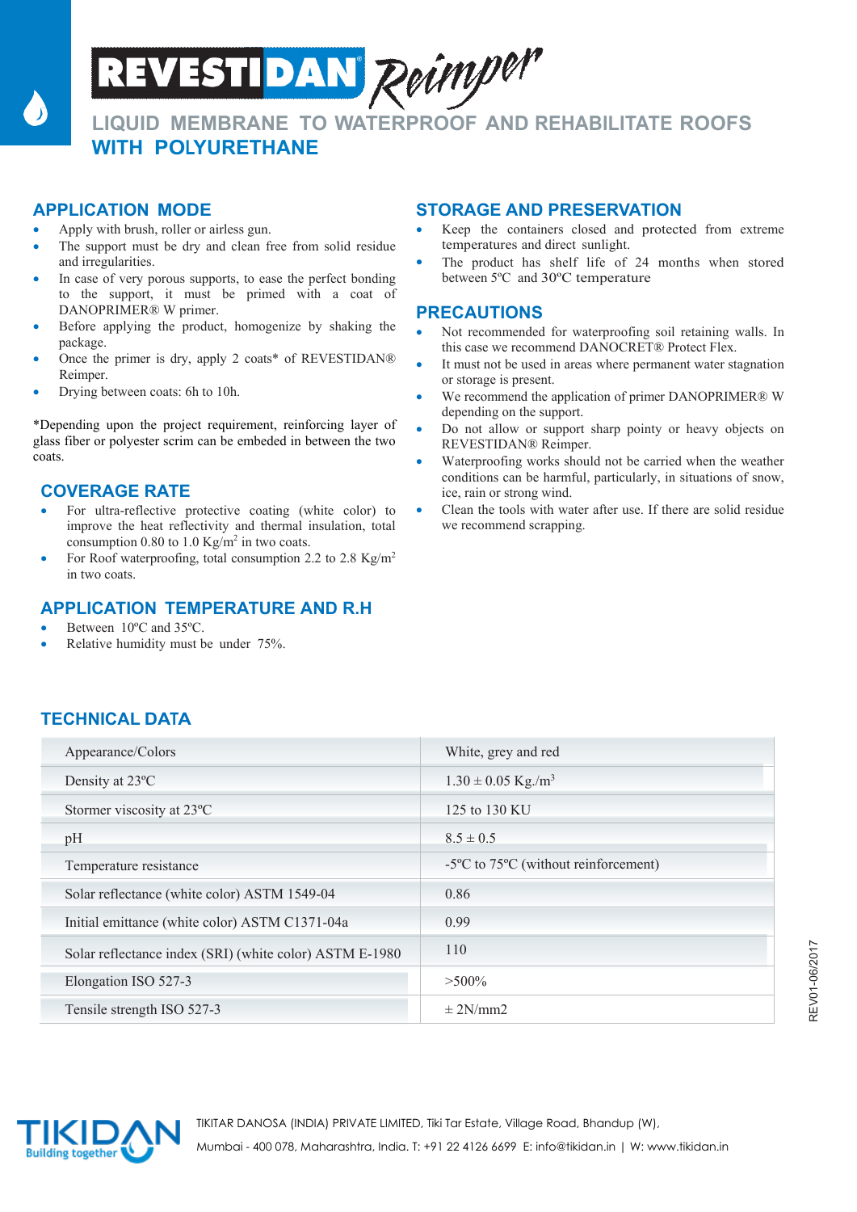# REVESTIDAN® Reimper

## LIQUID MEMBRANE TO WATERPROOF AND REHABILITATE ROOFS WITH POLYURETHANE

## APPLICATION MODE

- Apply with brush, roller or airless gun.
- The support must be dry and clean free from solid residue and irregularities.
- In case of very porous supports, to ease the perfect bonding to the support, it must be primed with a coat of DANOPRIMER® W primer.
- Before applying the product, homogenize by shaking the package.
- Once the primer is dry, apply 2 coats* of REVESTIDAN® Reimper.
- Drying between coats: 6h to 10h.

*Depending upon the project requirement, reinforcing layer of glass fiber or polyester scrim can be embeded in between the two coats.

## COVERAGE RATE

- For ultra-reflective protective coating (white color) to improve the heat reflectivity and thermal insulation, total consumption 0.80 to 1.0 Kg/m$^2$ in two coats.
- For Roof waterproofing, total consumption 2.2 to 2.8 Kg/m$^2$ in two coats.

## APPLICATION TEMPERATURE AND R.H

- Between 10ºC and 35ºC.
- Relative humidity must be under 75%.

## STORAGE AND PRESERVATION

- Keep the containers closed and protected from extreme temperatures and direct sunlight.
- The product has shelf life of 24 months when stored between 5ºC and 30ºC temperature

## PRECAUTIONS

- Not recommended for waterproofing soil retaining walls. In this case we recommend DANOCRET® Protect Flex.
- It must not be used in areas where permanent water stagnation or storage is present.
- We recommend the application of primer DANOPRIMER® W depending on the support.
- Do not allow or support sharp pointy or heavy objects on REVESTIDAN® Reimper.
- Waterproofing works should not be carried when the weather conditions can be harmful, particularly, in situations of snow, ice, rain or strong wind.
- Clean the tools with water after use. If there are solid residue we recommend scrapping.

## TECHNICAL DATA

| | |
|---|---|
| Appearance/Colors | White, grey and red |
| Density at 23ºC | 1.30 ± 0.05 Kg./m$^3$ |
| Stormer viscosity at 23ºC | 125 to 130 KU |
| pH | 8.5 ± 0.5 |
| Temperature resistance | -5ºC to 75ºC (without reinforcement) |
| Solar reflectance (white color) ASTM 1549-04 | 0.86 |
| Initial emittance (white color) ASTM C1371-04a | 0.99 |
| Solar reflectance index (SRI) (white color) ASTM E-1980 | 110 |
| Elongation ISO 527-3 | >500% |
| Tensile strength ISO 527-3 | ± 2N/mm2 |

REV01-06/2017

TIKIDAN Building together

TIKITAR DANOSA (INDIA) PRIVATE LIMITED, Tiki Tar Estate, Village Road, Bhandup (W), Mumbai - 400 078, Maharashtra, India. T: +91 22 4126 6699 E: info@tikidan.in | W: www.tikidan.in